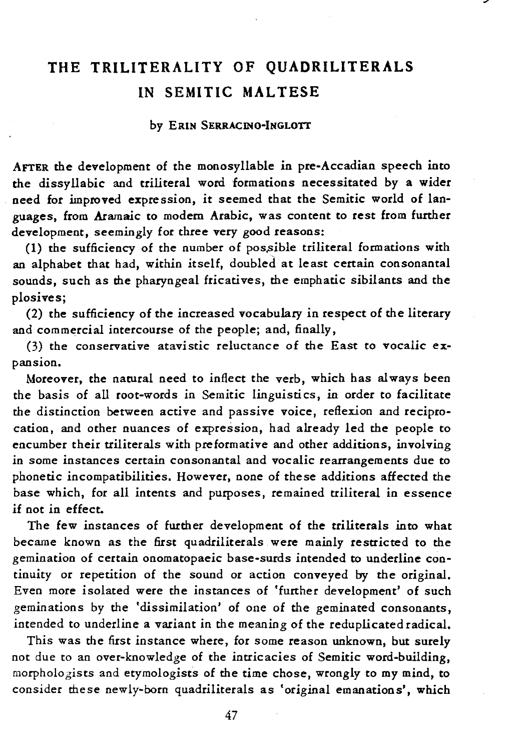# THE TRILITERALITY OF QUADRILITERALS IN SEMITIC MALTESE

by ERIN SERRACINO-INGLOTT

AFTER the development of the monosyllable in pre-Accadian speech into the dissyllabic and triliteral word formations necessitated by a wider need for improved expression, it seemed that the Semitic world of languages, from Aramaic to modern Arabic, was content to rest from further development, seemingly for three very good reasons:

(1) the sufficiency of the number of possible triliteral formations with an alphabet that had, within itself, doubled at least certain consonantal sounds, such as the pharyngeal fricatives, the emphatic sibilants and the plosives;

(2) the sufficiency of the increased vocabulary in respect of the literary and commercial intercourse of the people; and, finally,

(3) the conservative atavistic reluctance of the East to vocalic expansion.

Moreover, the natural need to inflect the verb, which has always been the basis of all root-words in Semitic linguistics, in order to facilitate the distinction between active and passive voice, reflexion and reciprocation, and other nuances of expression, had already led the people to encumber their triliterals with preformative and other additions, involving in some instances certain consonantal and vocalic rearrangements due to phonetic incompatibilities. However, none of these additions affected the base which, for all intents and purposes, remained triliteral in essence if not in effect.

The few instances of further development of the triliterals into what became known as the first quadriliterals were mainly restricted to the gemination of certain onomatopaeic base-surds intended to underline continuity or repetition of the sound or action conveyed by the original. Even more isolated were the instances of 'further development' of such geminations by the 'dissimilation' of one of the geminated consonants, intended to underline a variant in the meaning of the reduplicated radical.

This was the first instance where, for some reason unknown, but surely not due to an over-knowledge of the intricacies of Semitic word-building, morphologists and etymologists of the time chose, wrongly to my mind, to consider these newly-born quadriliterals as 'original emanations', which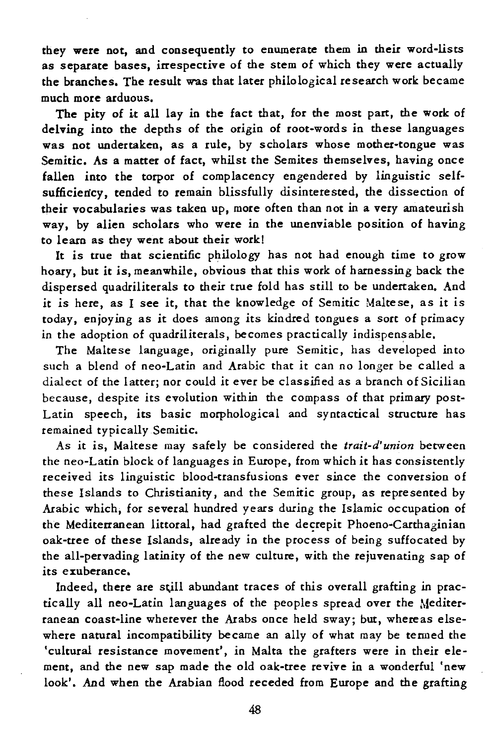they were not, and consequently to enumerate them in their word-lists as separate bases, irrespective of the stem of which they were actually the branches. The result was that later philological research work became much more arduous.

The pity of it all lay in the fact that, for the most part, the work of delving into the depths of the origin of root-words in these languages was not undertaken, as a rule, by scholars whose mother-tongue was Semitic. As a matter of fact, whilst the Semites themselves, having once fallen into the torpor of complacency engendered by linguistic self-sufficiency, tended to remain blissfully disinterested, the dissection of their vocabularies was taken up, more often than not in a very amateurish way, by alien scholars who were in the unenviable position of having to learn as they went about their work!

It is true that scientific philology has not had enough time to grow hoary, but it is, meanwhile, obvious that this work of harnessing back the dispersed quadriliterals to their true fold has still to be undertaken. And it is here, as I see it, that the knowledge of Semitic Maltese, as it is today, enjoying as it does among its kindred tongues a sort of primacy in the adoption of quadriliterals, becomes practically indispensable.

The Maltese language, originally pure Semitic, has developed into such a blend of neo-Latin and Arabic that it can no longer be called a dialect of the latter; nor could it ever be classified as a branch of Sicilian because, despite its evolution within the compass of that primary post-Latin speech, its basic morphological and syntactical structure has remained typically Semitic.

As it is, Maltese may safely be considered the *trait-d'union* between the neo-Latin block of languages in Europe, from which it has consistently received its linguistic blood-transfusions ever since the conversion of these Islands to Christianity, and the Semitic group, as represented by Arabic which, for several hundred years during the Islamic occupation of the Mediterranean littoral, had grafted the decrepit Phoeno-Carthaginian oak-tree of these Islands, already in the process of being suffocated by the all-pervading latinity of the new culture, with the rejuvenating sap of its exuberance.

Indeed, there are still abundant traces of this overall grafting in practically all neo-Latin languages of the peoples spread over the Mediterranean coast-line wherever the Arabs once held sway; but, whereas elsewhere natural incompatibility became an ally of what may be termed the 'cultural resistance movement', in Malta the grafters were in their element, and the new sap made the old oak-tree revive in a wonderful 'new look'. And when the Arabian flood receded from Europe and the grafting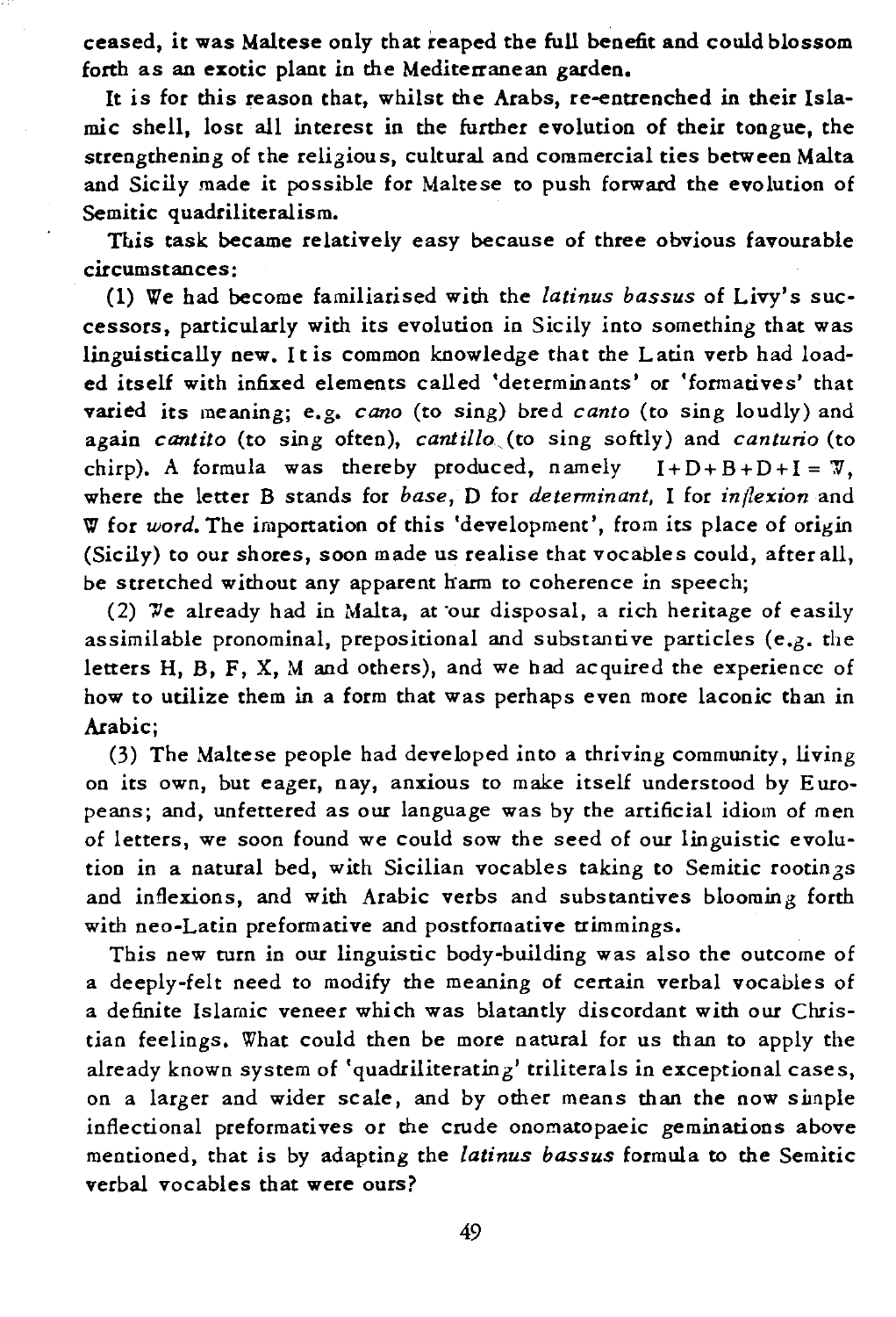ceased, it was Maltese only that reaped the full benefit and could blossom forth as an exotic plant in the Mediterranean garden.

It is for this reason that, whilst the Arabs, re-entrenched in their Islamic shell, lost all interest in the further evolution of their tongue, the strengthening of the religious, cultural and commercial ties between Malta and Sicily made it possible for Maltese to push forward the evolution of Semitic quadriliteralism.

This task became relatively easy because of three obvious favourable circumstances:

(1) We had become familiarised with the *latinus bassus* of Livy's successors, particularly with its evolution in Sicily into something that was linguistically new. It is common knowledge that the Latin verb had loaded itself with infixed elements called 'determinants' or 'formatives' that varied its meaning; e.g. *cano* (to sing) bred *canto* (to sing loudly) and again *cantito* (to sing often), *cantillo* (to sing softly) and *canturio* (to chirp). A formula was thereby produced, namely $I+D+B+D+I=W$, where the letter B stands for *base*, D for *determinant*, I for *inflexion* and W for *word*. The importation of this 'development', from its place of origin (Sicily) to our shores, soon made us realise that vocables could, after all, be stretched without any apparent harm to coherence in speech;

(2) We already had in Malta, at our disposal, a rich heritage of easily assimilable pronominal, prepositional and substantive particles (e.g. the letters H, B, F, X, M and others), and we had acquired the experience of how to utilize them in a form that was perhaps even more laconic than in Arabic;

(3) The Maltese people had developed into a thriving community, living on its own, but eager, nay, anxious to make itself understood by Europeans; and, unfettered as our language was by the artificial idiom of men of letters, we soon found we could sow the seed of our linguistic evolution in a natural bed, with Sicilian vocables taking to Semitic rootings and inflexions, and with Arabic verbs and substantives blooming forth with neo-Latin preformative and postformative trimmings.

This new turn in our linguistic body-building was also the outcome of a deeply-felt need to modify the meaning of certain verbal vocables of a definite Islamic veneer which was blatantly discordant with our Christian feelings. What could then be more natural for us than to apply the already known system of 'quadriliterating' triliterals in exceptional cases, on a larger and wider scale, and by other means than the now simple inflectional preformatives or the crude onomatopaeic geminations above mentioned, that is by adapting the *latinus bassus* formula to the Semitic verbal vocables that were ours?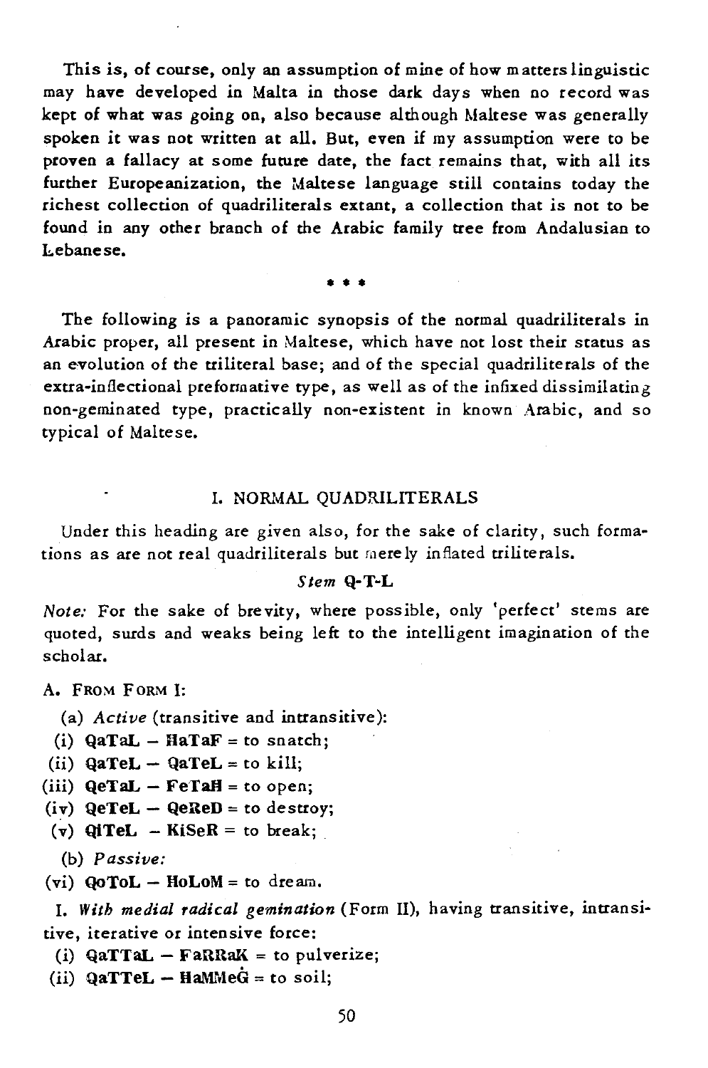This is, of course, only an assumption of mine of how matters linguistic may have developed in Malta in those dark days when no record was kept of what was going on, also because although Maltese was generally spoken it was not written at all. But, even if my assumption were to be proven a fallacy at some future date, the fact remains that, with all its further Europeanization, the Maltese language still contains today the richest collection of quadriliterals extant, a collection that is not to be found in any other branch of the Arabic family tree from Andalusian to Lebanese.

\* \* \*

The following is a panoramic synopsis of the normal quadriliterals in Arabic proper, all present in Maltese, which have not lost their status as an evolution of the triliteral base; and of the special quadriliterals of the extra-inflectional preformative type, as well as of the infixed dissimilating non-geminated type, practically non-existent in known Arabic, and so typical of Maltese.

## I. NORMAL QUADRILITERALS

Under this heading are given also, for the sake of clarity, such formations as are not real quadriliterals but merely inflated triliterals.

*Stem* **Q-T-L**

*Note:* For the sake of brevity, where possible, only 'perfect' stems are quoted, surds and weaks being left to the intelligent imagination of the scholar.

A. FROM FORM I:

(a) *Active* (transitive and intransitive):

(i) **QaTaL – ĦaTaF** = to snatch;

(ii) **QaTeL – QaTeL** = to kill;

(iii) **QeTaL – FeTaĦ** = to open;

(iv) **QeTeL – QeReD** = to destroy;

(v) **QiTeL – KiSeR** = to break;

(b) *Passive:*

(vi) **QoToL – ĦoLoM** = to dream.

I. *With medial radical gemination* (Form II), having transitive, intransitive, iterative or intensive force:

(i) **QaTTaL – FaRRaK** = to pulverize;

(ii) **QaTTeL – ĦaMMeĠ** = to soil;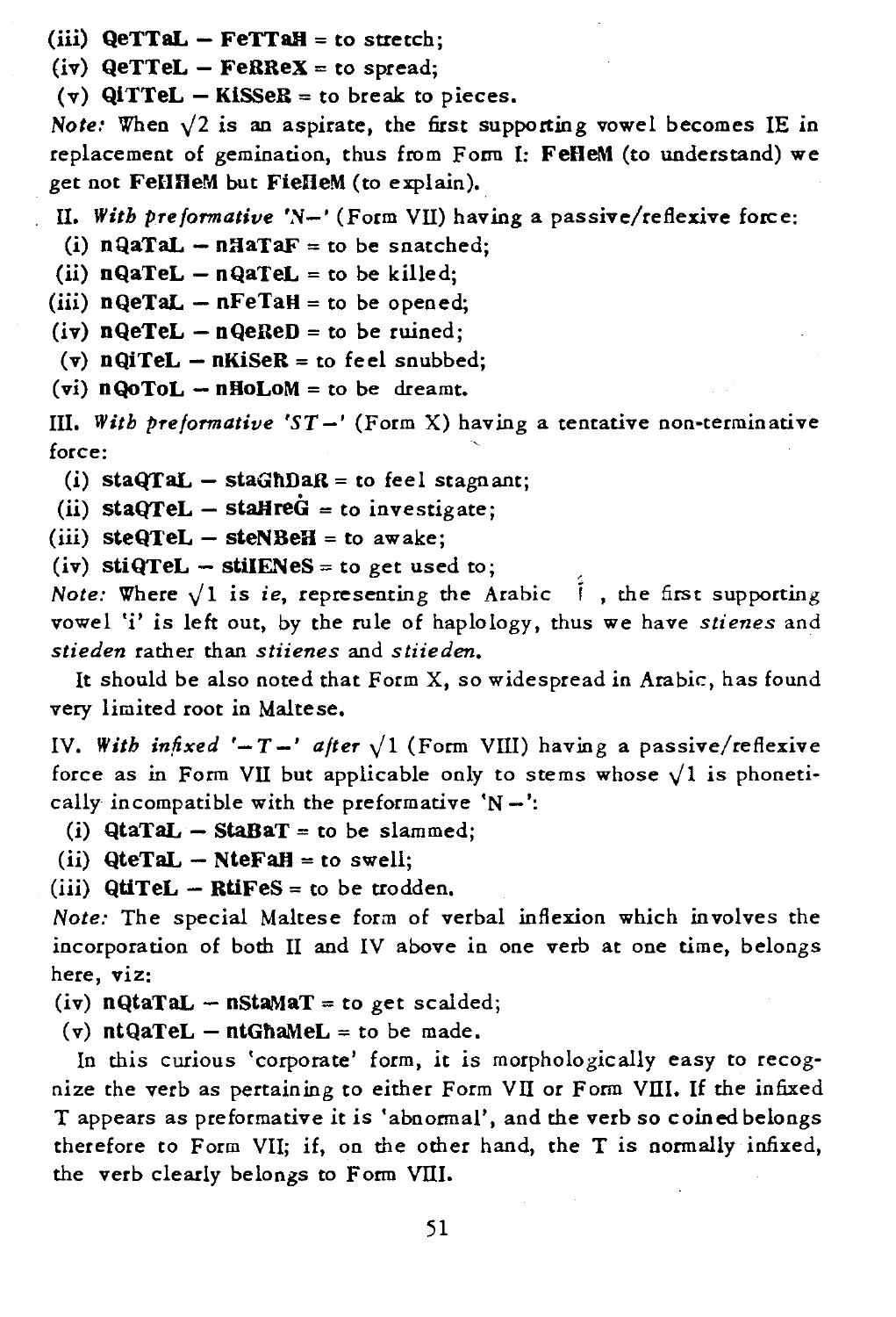(iii) **QeTTaL** – **FeTTaĦ** = to stretch;

(iv) **QeTTeL** – **FeRReX** = to spread;

(v) **QiTTeL** – **KiSSeR** = to break to pieces.

*Note:* When $\sqrt{2}$ is an aspirate, the first supporting vowel becomes IE in replacement of gemination, thus from Form I: **FeĦeM** (to understand) we get not **FeĦĦeM** but **FieĦeM** (to explain).

II. *With preformative* 'N–' (Form VII) having a passive/reflexive force:

(i) **nQaTaL** – **nĦaTaF** = to be snatched;

(ii) **nQaTeL** – **nQaTeL** = to be killed;

(iii) **nQeTaL** – **nFeTaĦ** = to be opened;

(iv) **nQeTeL** – **nQeReD** = to be ruined;

(v) **nQiTeL** – **nKiSeR** = to feel snubbed;

(vi) **nQoToL** – **nĦoLoM** = to be dreamt.

III. *With preformative* 'ST–' (Form X) having a tentative non-terminative force:

(i) **staQTaL** – **staGħDaR** = to feel stagnant;

(ii) **staQTeL** – **staĦreĠ** = to investigate;

(iii) **steQTeL** – **steNBeĦ** = to awake;

(iv) **stiQTeL** – **stiIENeS** = to get used to;

*Note:* Where $\sqrt{1}$ is *ie*, representing the Arabic أ , the first supporting vowel 'i' is left out, by the rule of haplology, thus we have *stienes* and *stieden* rather than *stiienes* and *stiieden.*

It should be also noted that Form X, so widespread in Arabic, has found very limited root in Maltese.

IV. *With infixed '–T–' after* $\sqrt{1}$ (Form VIII) having a passive/reflexive force as in Form VII but applicable only to stems whose $\sqrt{1}$ is phonetically incompatible with the preformative 'N–':

(i) **QtaTaL** – **StaBaT** = to be slammed;

(ii) **QteTaL** – **NteFaĦ** = to swell;

(iii) **QtiTeL** – **RtiFeS** = to be trodden.

*Note:* The special Maltese form of verbal inflexion which involves the incorporation of both II and IV above in one verb at one time, belongs here, viz:

(iv) **nQtaTaL** – **nStaMaT** = to get scalded;

(v) **ntQaTeL** – **ntGħaMeL** = to be made.

In this curious 'corporate' form, it is morphologically easy to recognize the verb as pertaining to either Form VII or Form VIII. If the infixed T appears as preformative it is 'abnormal', and the verb so coined belongs therefore to Form VII; if, on the other hand, the T is normally infixed, the verb clearly belongs to Form VIII.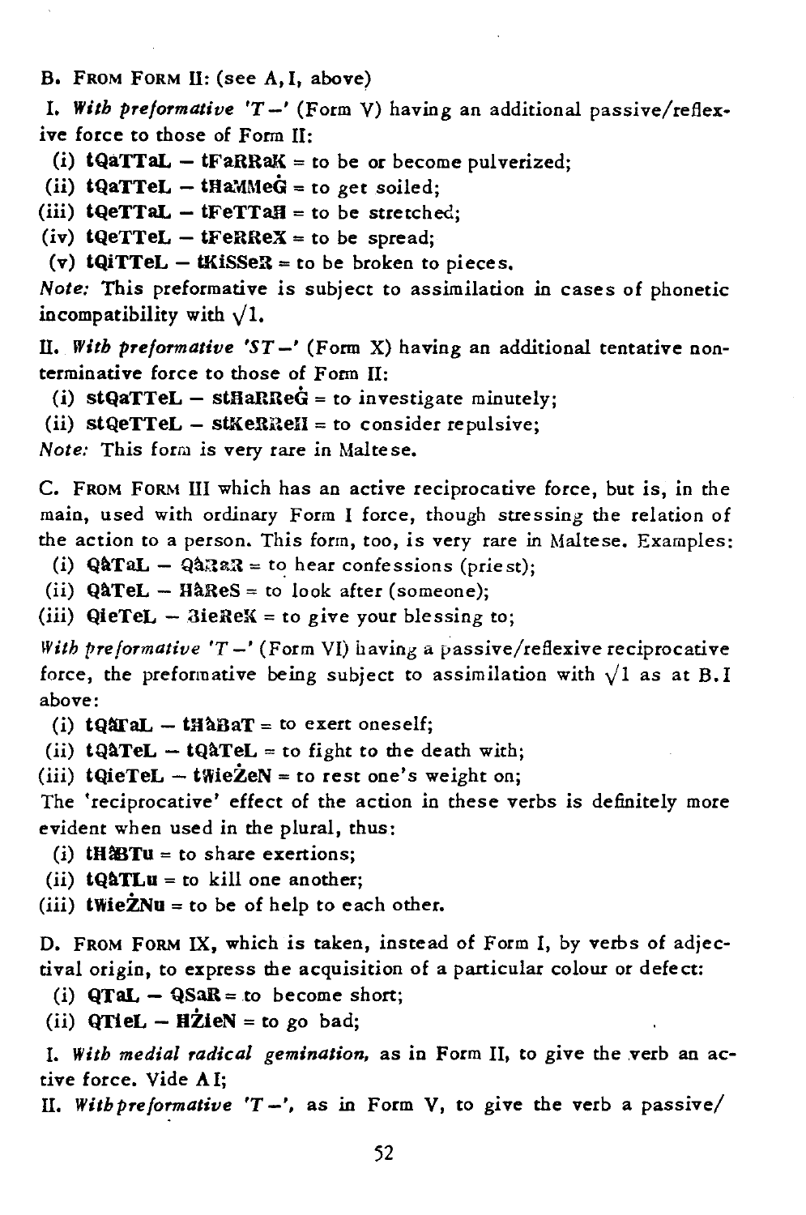B. FROM FORM II: (see A, I, above)

I. *With preformative 'T –'* (Form V) having an additional passive/reflexive force to those of Form II:

(i) **tQaTTaL – tFaRRaK** = to be or become pulverized;
(ii) **tQaTTeL – tHaMMeĠ** = to get soiled;
(iii) **tQeTTaL – tFeTTaĦ** = to be stretched;
(iv) **tQeTTeL – tFeRReX** = to be spread;
(v) **tQiTTeL – tKiSSeR** = to be broken to pieces.

*Note:* This preformative is subject to assimilation in cases of phonetic incompatibility with $\sqrt{1}$.

II. *With preformative 'ST –'* (Form X) having an additional tentative non-terminative force to those of Form II:

(i) **stQaTTeL – stĦaRReĠ** = to investigate minutely;
(ii) **stQeTTeL – stKeRReĦ** = to consider repulsive;

*Note:* This form is very rare in Maltese.

C. FROM FORM III which has an active reciprocative force, but is, in the main, used with ordinary Form I force, though stressing the relation of the action to a person. This form, too, is very rare in Maltese. Examples:

(i) **QàTaL – QàRaR** = to hear confessions (priest);
(ii) **QàTeL – ĦàReS** = to look after (someone);
(iii) **QieTeL – Ɛ̄ieReK** = to give your blessing to;

*With preformative 'T –'* (Form VI) having a passive/reflexive reciprocative force, the preformative being subject to assimilation with $\sqrt{1}$ as at B.I above:

(i) **tQàTaL – tĦàBaT** = to exert oneself;
(ii) **tQàTeL – tQàTeL** = to fight to the death with;
(iii) **tQieTeL – tWieŻeN** = to rest one's weight on;

The 'reciprocative' effect of the action in these verbs is definitely more evident when used in the plural, thus:

(i) **tĦàBTu** = to share exertions;
(ii) **tQàTLu** = to kill one another;
(iii) **tWieŻNu** = to be of help to each other.

D. FROM FORM IX, which is taken, instead of Form I, by verbs of adjectival origin, to express the acquisition of a particular colour or defect:

(i) **QTaL – QSaR** = to become short;
(ii) **QTieL – ĦŻieN** = to go bad;

I. *With medial radical gemination,* as in Form II, to give the verb an active force. Vide A I;

II. *With preformative 'T –',* as in Form V, to give the verb a passive/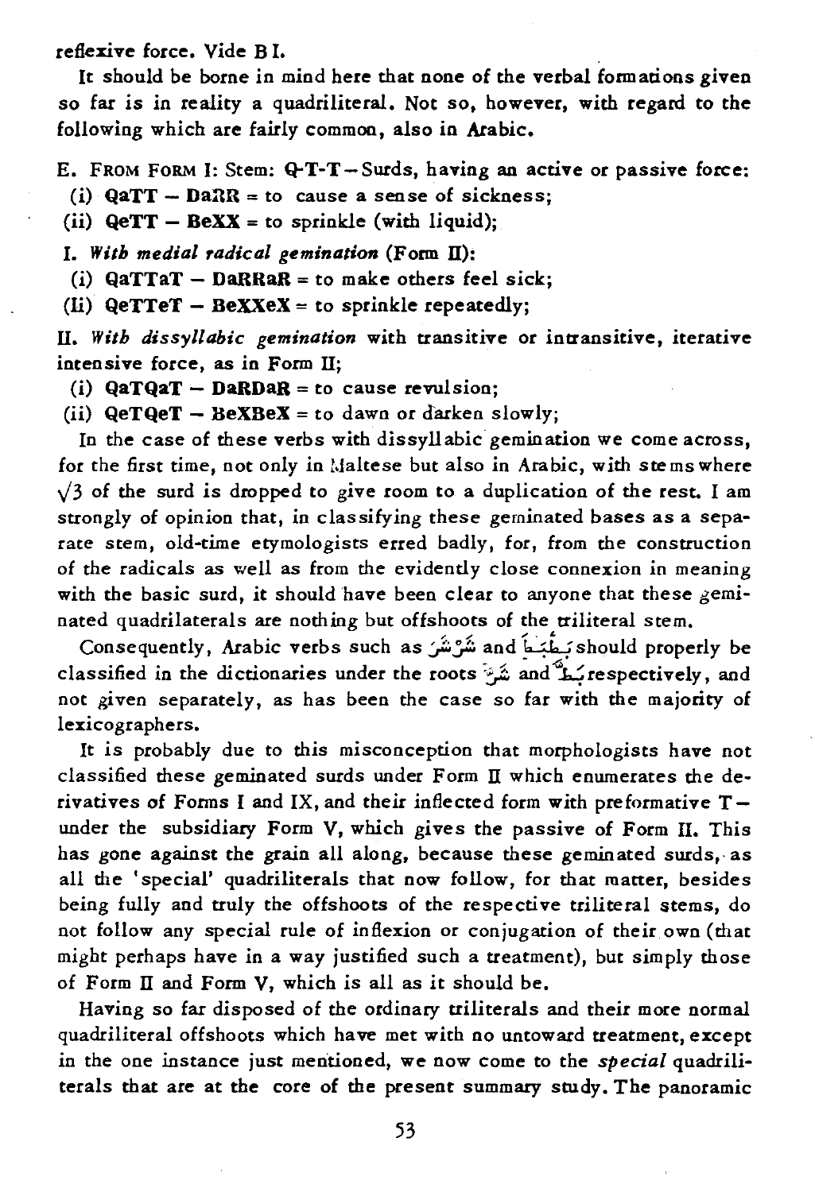reflexive force. Vide B I.

It should be borne in mind here that none of the verbal formations given so far is in reality a quadriliteral. Not so, however, with regard to the following which are fairly common, also in Arabic.

E. FROM FORM I: Stem: Q-T-T – Surds, having an active or passive force:

(i) **QaTT – DaRR** = to cause a sense of sickness;

(ii) **QeTT – BeXX** = to sprinkle (with liquid);

I. *With medial radical gemination* (Form II):

(i) **QaTTaT – DaRRaR** = to make others feel sick;

(Ii) **QeTTeT – BeXXeX** = to sprinkle repeatedly;

II. *With dissyllabic gemination* with transitive or intransitive, iterative intensive force, as in Form II;

(i) **QaTQaT – DaRDaR** = to cause revulsion;

(ii) **QeTQeT – BeXBeX** = to dawn or darken slowly;

In the case of these verbs with dissyllabic gemination we come across, for the first time, not only in Maltese but also in Arabic, with stems where √3 of the surd is dropped to give room to a duplication of the rest. I am strongly of opinion that, in classifying these geminated bases as a separate stem, old-time etymologists erred badly, for, from the construction of the radicals as well as from the evidently close connexion in meaning with the basic surd, it should have been clear to anyone that these geminated quadrilaterals are nothing but offshoots of the triliteral stem.

Consequently, Arabic verbs such as شَرْشَرَ and بَطْبَطَ should properly be classified in the dictionaries under the roots شَرَّ and بَطَّ respectively, and not given separately, as has been the case so far with the majority of lexicographers.

It is probably due to this misconception that morphologists have not classified these geminated surds under Form II which enumerates the derivatives of Forms I and IX, and their inflected form with preformative T – under the subsidiary Form V, which gives the passive of Form II. This has gone against the grain all along, because these geminated surds, as all the 'special' quadriliterals that now follow, for that matter, besides being fully and truly the offshoots of the respective triliteral stems, do not follow any special rule of inflexion or conjugation of their own (that might perhaps have in a way justified such a treatment), but simply those of Form II and Form V, which is all as it should be.

Having so far disposed of the ordinary triliterals and their more normal quadriliteral offshoots which have met with no untoward treatment, except in the one instance just mentioned, we now come to the *special* quadriliterals that are at the core of the present summary study. The panoramic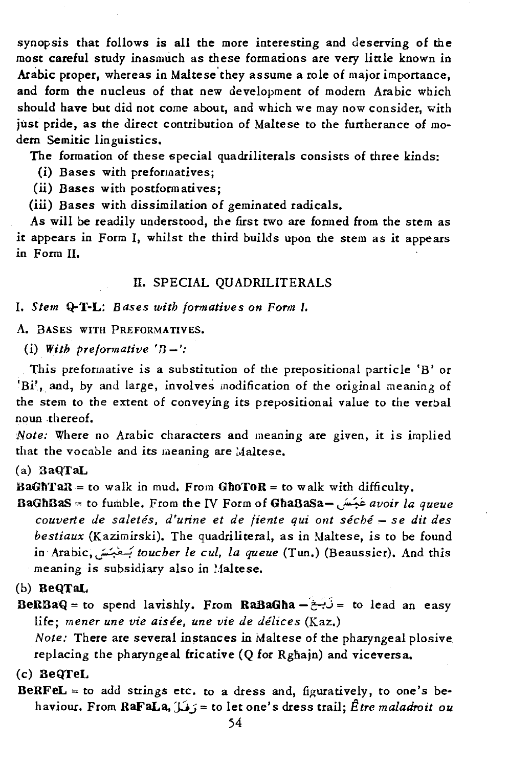synopsis that follows is all the more interesting and deserving of the most careful study inasmuch as these formations are very little known in Arabic proper, whereas in Maltese they assume a role of major importance, and form the nucleus of that new development of modern Arabic which should have but did not come about, and which we may now consider, with just pride, as the direct contribution of Maltese to the furtherance of modern Semitic linguistics.

The formation of these special quadriliterals consists of three kinds:

(i) Bases with preformatives;

(ii) Bases with postformatives;

(iii) Bases with dissimilation of geminated radicals.

As will be readily understood, the first two are formed from the stem as it appears in Form I, whilst the third builds upon the stem as it appears in Form II.

## II. SPECIAL QUADRILITERALS

I. *Stem* **Q-T-L**: *Bases with formatives on Form I.*

A. Bases with Preformatives.

(i) *With preformative 'B–':*

This preformative is a substitution of the prepositional particle 'B' or 'Bi', and, by and large, involves modification of the original meaning of the stem to the extent of conveying its prepositional value to the verbal noun thereof.

*Note:* Where no Arabic characters and meaning are given, it is implied that the vocable and its meaning are Maltese.

(a) BaQTaL

**BaGħTaR** = to walk in mud. From **GħoToR** = to walk with difficulty.

**BaGħBaS** = to fumble. From the IV Form of **GhaBaSa**— غبس *avoir la queue couverte de saletés, d'urine et de fiente qui ont séché – se dit des bestiaux* (Kazimirski). The quadriliteral, as in Maltese, is to be found in Arabic, بغبس *toucher le cul, la queue* (Tun.) (Beaussier). And this meaning is subsidiary also in Maltese.

(b) BeQTaL

**BeRBaQ** = to spend lavishly. From **RaBaGha** — ربغ = to lead an easy life; *mener une vie aisée, une vie de délices* (Kaz.)

*Note:* There are several instances in Maltese of the pharyngeal plosive replacing the pharyngeal fricative (Q for Rghajn) and viceversa.

(c) BeQTeL

**BeRFeL** = to add strings etc. to a dress and, figuratively, to one's behaviour. From **RaFaLa**, رفل = to let one's dress trail; *Être maladroit ou*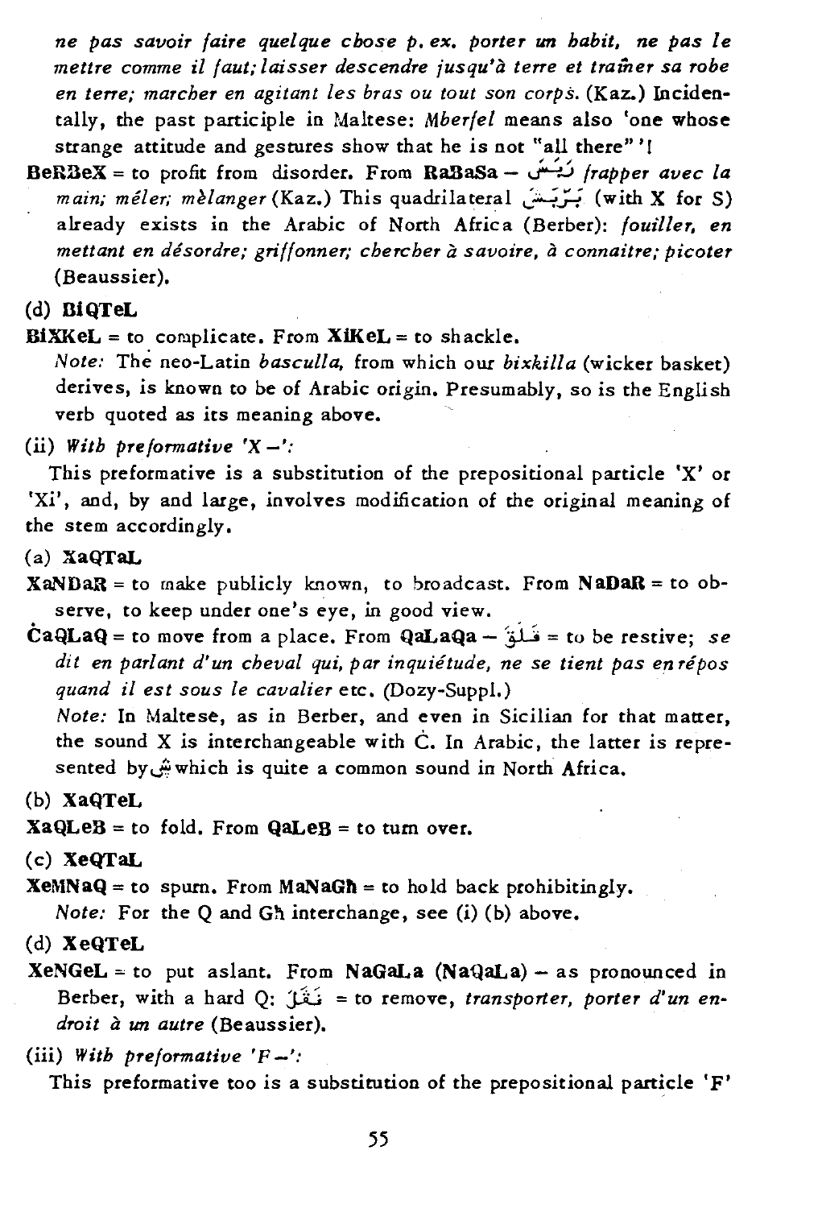*ne pas savoir faire quelque chose p. ex. porter un habit, ne pas le mettre comme il faut; laisser descendre jusqu'à terre et traîner sa robe en terre; marcher en agitant les bras ou tout son corps.* (Kaz.) Incidentally, the past participle in Maltese: *Mberfel* means also 'one whose strange attitude and gestures show that he is not "all there"'!

**BeRBeX** = to profit from disorder. From **RaBaSa** – رَبَسَ *frapper avec la main; mêler; mèlanger* (Kaz.) This quadrilateral بَرْبَش (with **X** for S) already exists in the Arabic of North Africa (Berber): *fouiller, en mettant en désordre; griffonner; chercher à savoire, à connaitre; picoter* (Beaussier).

(d) **BiQTeL**

**BiXKeL** = to complicate. From **XiKeL** = to shackle.

*Note:* The neo-Latin *bascullà*, from which our *bixkilla* (wicker basket) derives, is known to be of Arabic origin. Presumably, so is the English verb quoted as its meaning above.

(ii) *With preformative 'X –':*

This preformative is a substitution of the prepositional particle 'X' or 'Xi', and, by and large, involves modification of the original meaning of the stem accordingly.

(a) **XaQTaL**

**XaNDaR** = to make publicly known, to broadcast. From **NaDaR** = to observe, to keep under one's eye, in good view.

**ĊaQLaQ** = to move from a place. From **QaLaQa** – قَلَقَ = to be restive; *se dit en parlant d'un cheval qui, par inquiétude, ne se tient pas en répos quand il est sous le cavalier* etc. (Dozy-Suppl.)

*Note:* In Maltese, as in Berber, and even in Sicilian for that matter, the sound X is interchangeable with Ċ. In Arabic, the latter is represented by ڜ which is quite a common sound in North Africa.

(b) **XaQTeL**

**XaQLeB** = to fold. From **QaLeB** = to turn over.

(c) **XeQTaL**

**XeMNaQ** = to spurn. From **MaNaGħ** = to hold back prohibitingly.

*Note:* For the Q and Għ interchange, see (i) (b) above.

(d) **XeQTeL**

**XeNGeL** = to put aslant. From **NaGaLa (NaQaLa)** – as pronounced in Berber, with a hard Q: نَقَلَ = to remove, *transporter, porter d'un endroit à un autre* (Beaussier).

(iii) *With preformative 'F –':*

This preformative too is a substitution of the prepositional particle 'F'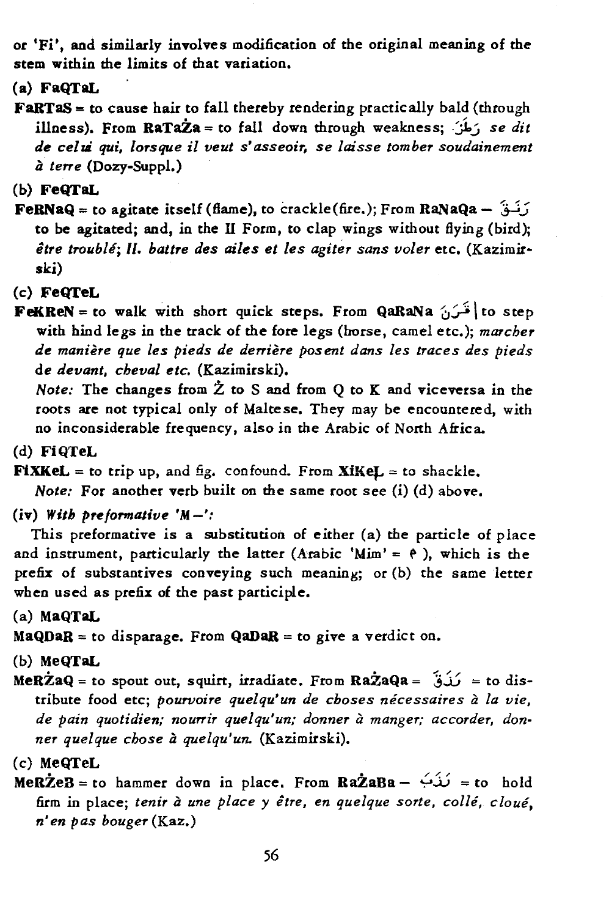or 'Fi', and similarly involves modification of the original meaning of the stem within the limits of that variation.

(a) **FaQTaL**

**FaRTaS** = to cause hair to fall thereby rendering practically bald (through illness). From **RaTaŻa** = to fall down through weakness; رطز *se dit de celui qui, lorsque il veut s'asseoir, se laisse tomber soudainement à terre* (Dozy-Suppl.)

(b) **FeQTaL**

**FeRNaQ** = to agitate itself (flame), to crackle (fire.); From **RaNaQa** – رَنَقَ to be agitated; and, in the II Form, to clap wings without flying (bird); *être troublé; II. battre des ailes et les agiter sans voler* etc. (Kazimirski)

(c) **FeQTeL**

**FeKReN** = to walk with short quick steps. From **QaRaNa** قَرَنَ | to step with hind legs in the track of the fore legs (horse, camel etc.); *marcher de manière que les pieds de derrière posent dans les traces des pieds de devant, cheval etc.* (Kazimirski).

*Note:* The changes from Ż to S and from Q to K and viceversa in the roots are not typical only of Maltese. They may be encountered, with no inconsiderable frequency, also in the Arabic of North Africa.

(d) **FiQTeL**

**FIXKeL** = to trip up, and fig. confound. From **XiKeL** = to shackle.

*Note:* For another verb built on the same root see (i) (d) above.

(iv) *With preformative 'M–':*

This preformative is a substitution of either (a) the particle of place and instrument, particularly the latter (Arabic 'Mim' = م ), which is the prefix of substantives conveying such meaning; or (b) the same letter when used as prefix of the past participle.

(a) **MaQTaL**

**MaQDaR** = to disparage. From **QaDaR** = to give a verdict on.

(b) **MeQTaL**

**MeRŻaQ** = to spout out, squirt, irradiate. From **RaŻaQa** = رَزَقَ = to distribute food etc; *pourvoire quelqu'un de choses nécessaires à la vie, de pain quotidien; nourrir quelqu'un; donner à manger; accorder, donner quelque chose à quelqu'un.* (Kazimirski).

(c) **MeQTeL**

**MeRŻeB** = to hammer down in place. From **RaŻaBa** – رَزَبَ = to hold firm in place; *tenir à une place y être, en quelque sorte, collé, cloué, n'en pas bouger* (Kaz.)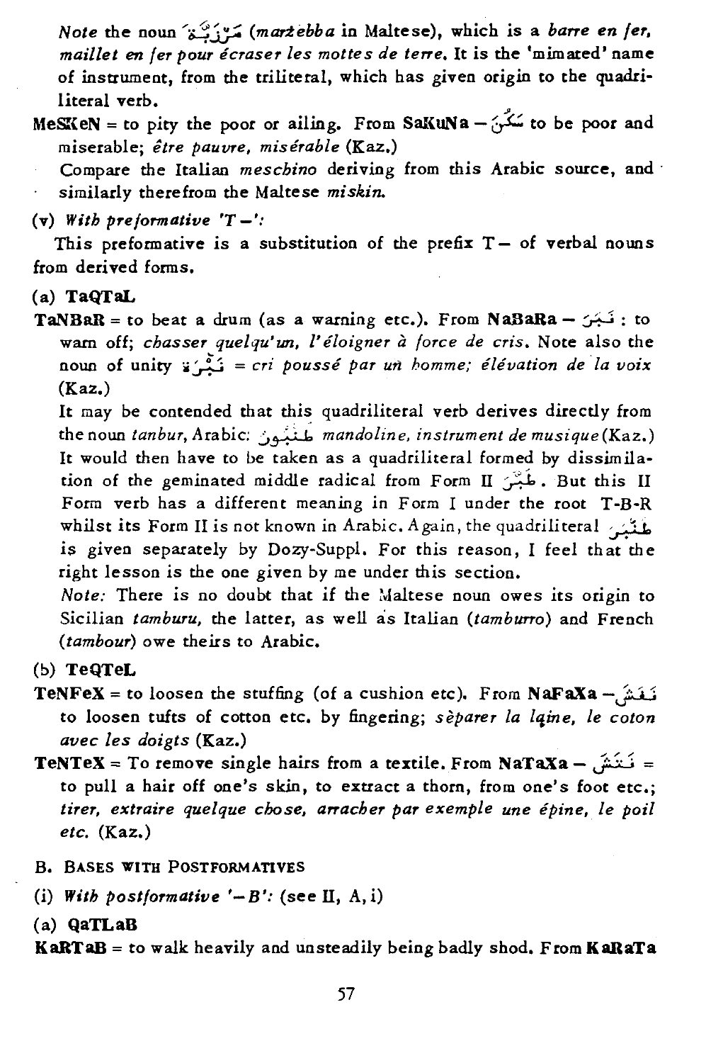*Note* the noun مَرْزَبَّة (*marżebba* in Maltese), which is a *barre en fer, maillet en fer pour écraser les mottes de terre*. It is the 'mimated' name of instrument, from the triliteral, which has given origin to the quadriliteral verb.

**MeSKeN** = to pity the poor or ailing. From **SaKuNa** – سَكُنَ to be poor and miserable; *être pauvre, misérable* (Kaz.)

Compare the Italian *meschino* deriving from this Arabic source, and similarly therefrom the Maltese *miskin*.

(v) *With preformative 'T–':*

This preformative is a substitution of the prefix T– of verbal nouns from derived forms.

(a) **TaQTaL**

**TaNBaR** = to beat a drum (as a warning etc.). From **NaBaRa** – نَبَرَ : to warn off; *chasser quelqu'un, l'éloigner à force de cris*. Note also the noun of unity نَبْرَة = *cri poussé par un homme; élévation de la voix* (Kaz.)

It may be contended that this quadriliteral verb derives directly from the noun *tanbur*, Arabic: طنبور *mandoline, instrument de musique* (Kaz.) It would then have to be taken as a quadriliteral formed by dissimilation of the geminated middle radical from Form II طَبَّرَ. But this II Form verb has a different meaning in Form I under the root T-B-R whilst its Form II is not known in Arabic. Again, the quadriliteral طَنْبَرَ is given separately by Dozy-Suppl. For this reason, I feel that the right lesson is the one given by me under this section.

*Note:* There is no doubt that if the Maltese noun owes its origin to Sicilian *tamburu*, the latter, as well as Italian (*tamburro*) and French (*tambour*) owe theirs to Arabic.

(b) **TeQTeL**

**TeNFeX** = to loosen the stuffing (of a cushion etc). From **NaFaXa** – نَفَشَ to loosen tufts of cotton etc. by fingering; *sèparer la laine, le coton avec les doigts* (Kaz.)

**TeNTeX** = To remove single hairs from a textile. From **NaTaXa** – نَتَشَ = to pull a hair off one's skin, to extract a thorn, from one's foot etc.; *tirer, extraire quelque chose, arracher par exemple une épine, le poil etc.* (Kaz.)

B. Bases with Postformatives

(i) *With postformative '–B':* (see II, A, i)

(a) **QaTLaB**

**KaRTaB** = to walk heavily and unsteadily being badly shod. From **KaRaTa**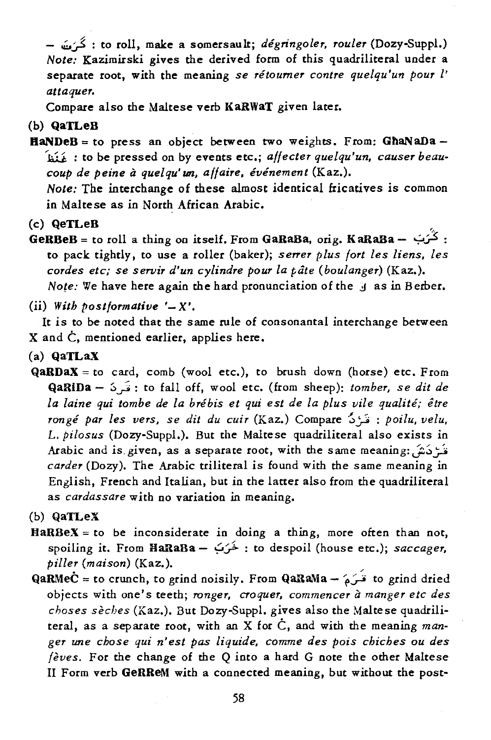— كَرْبَى : to roll, make a somersault; *dégringoler, rouler* (Dozy-Suppl.) *Note:* Kazimirski gives the derived form of this quadriliteral under a separate root, with the meaning *se rétourner contre quelqu'un pour l' attaquer.*

Compare also the Maltese verb **KaRWaT** given later.

(b) **QaTLeB**

**HaNDeB** = to press an object between two weights. From: **GhaNaDa** — غَنَدَ : to be pressed on by events etc.; *affecter quelqu'un, causer beaucoup de peine à quelqu'un, affaire, événement* (Kaz.).

*Note:* The interchange of these almost identical fricatives is common in Maltese as in North African Arabic.

(c) **QeTLeB**

**GeRBeB** = to roll a thing on itself. From **GaRaBa**, orig. **KaRaBa** — كَرَبَ : to pack tightly, to use a roller (baker); *serrer plus fort les liens, les cordes etc; se servir d'un cylindre pour la pâte (boulanger)* (Kaz.).

*Note:* We have here again the hard pronunciation of the ق as in Berber.

(ii) *With postformative '— X'.*

It is to be noted that the same rule of consonantal interchange between X and Ċ, mentioned earlier, applies here.

(a) **QaTLaX**

**QaRDaX** = to card, comb (wool etc.), to brush down (horse) etc. From **QaRiDa** — قَرِدَ : to fall off, wool etc. (from sheep): *tomber, se dit de la laine qui tombe de la brébis et qui est de la plus vile qualité; être rongé par les vers, se dit du cuir* (Kaz.) Compare قُرْدَ : *poilu, velu, L. pilosus* (Dozy-Suppl.). But the Maltese quadriliteral also exists in Arabic and is given, as a separate root, with the same meaning: قَرْدَشَ *carder* (Dozy). The Arabic triliteral is found with the same meaning in English, French and Italian, but in the latter also from the quadriliteral as *cardassare* with no variation in meaning.

(b) **QaTLeX**

**HaRBeX** = to be inconsiderate in doing a thing, more often than not, spoiling it. From **HaRaBa** — خَرَبَ : to despoil (house etc.); *saccager, piller (maison)* (Kaz.).

**QaRMeĊ** = to crunch, to grind noisily. From **QaRaMa** — قَرَمَ to grind dried objects with one's teeth; *ronger, croquer, commencer à manger etc des choses sèches* (Kaz.). But Dozy-Suppl. gives also the Maltese quadriliteral, as a separate root, with an X for Ċ, and with the meaning *manger une chose qui n'est pas liquide, comme des pois chiches ou des fèves.* For the change of the Q into a hard G note the other Maltese II Form verb **GeRReM** with a connected meaning, but without the post-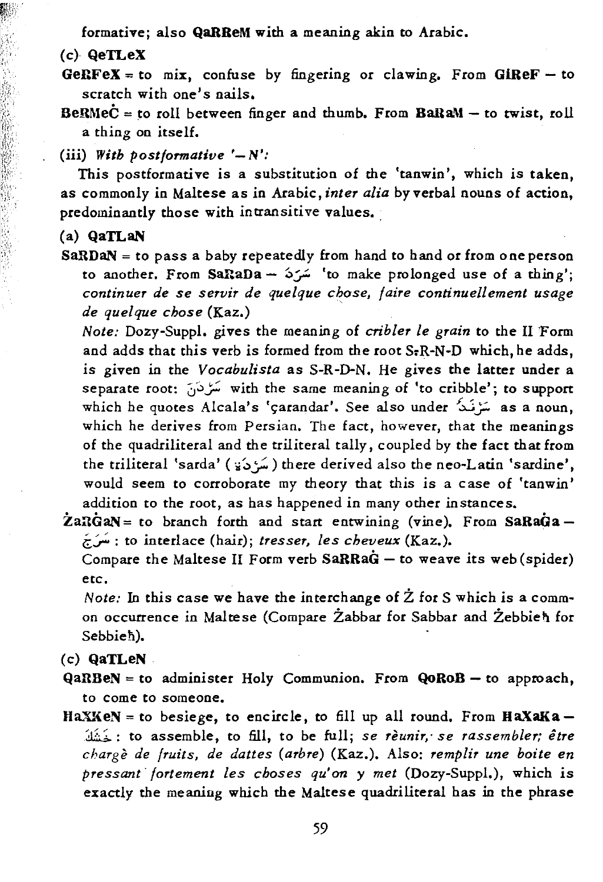formative; also **QaRReM** with a meaning akin to Arabic.

(c) **QeTLeX**

**GeRFeX** = to mix, confuse by fingering or clawing. From **GlReF** – to scratch with one's nails.

**BeRMeĊ** = to roll between finger and thumb. From **BaRaM** – to twist, roll a thing on itself.

(iii) *With postformative '– N':*

This postformative is a substitution of the 'tanwin', which is taken, as commonly in Maltese as in Arabic, *inter alia* by verbal nouns of action, predominantly those with intransitive values.

(a) **QaTLaN**

**SaRDaN** = to pass a baby repeatedly from hand to hand or from one person to another. From **SaRaDa** – سَرَدَ 'to make prolonged use of a thing'; *continuer de se servir de quelque chose, faire continuellement usage de quelque chose* (Kaz.)

*Note:* Dozy-Suppl. gives the meaning of *cribler le grain* to the II Form and adds that this verb is formed from the root S-R-N-D which, he adds, is given in the *Vocabulista* as S-R-D-N. He gives the latter under a separate root: سَرْدَنَ with the same meaning of 'to cribble'; to support which he quotes Alcala's 'çarandar'. See also under سَرَنْدَ as a noun, which he derives from Persian. The fact, however, that the meanings of the quadriliteral and the triliteral tally, coupled by the fact that from the triliteral 'sarda' (سَرْدَة) there derived also the neo-Latin 'sardine', would seem to corroborate my theory that this is a case of 'tanwin' addition to the root, as has happened in many other instances.

**ŻaRĠaN** = to branch forth and start entwining (vine). From **SaRaĠa** – سَرَجَ : to interlace (hair); *tresser, les cheveux* (Kaz.).

Compare the Maltese II Form verb **SaRRaĠ** – to weave its web (spider) etc.

*Note:* In this case we have the interchange of Ż for S which is a common occurrence in Maltese (Compare Żabbar for Sabbar and Żebbieħ for Sebbieħ).

(c) **QaTLeN**

**QaRBeN** = to administer Holy Communion. From **QoRoB** – to approach, to come to someone.

**HaXKeN** = to besiege, to encircle, to fill up all round. From **HaXaKa** – حَشَكَ : to assemble, to fill, to be full; *se réunir, se rassembler; être chargé de fruits, de dattes (arbre)* (Kaz.). Also: *remplir une boite en pressant fortement les choses qu'on y met* (Dozy-Suppl.), which is exactly the meaning which the Maltese quadriliteral has in the phrase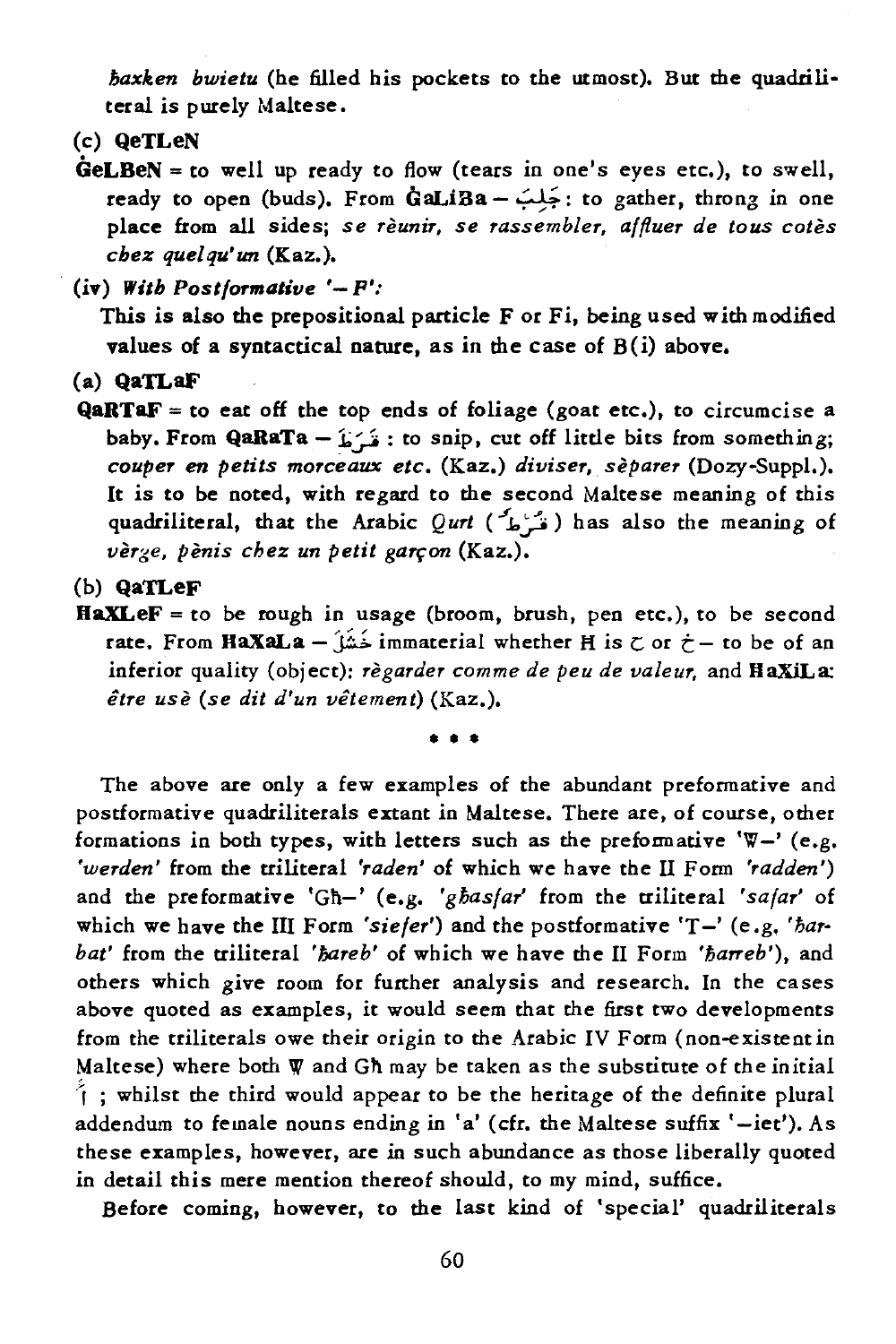*ħaxken bwietu* (he filled his pockets to the utmost). But the quadriliteral is purely Maltese.

(c) **QeTLeN**

**ĠeLBeN** = to well up ready to flow (tears in one's eyes etc.), to swell, ready to open (buds). From **ĠaLiBa** — جَلَبَ: to gather, throng in one place from all sides; *se réunir, se rassembler, affluer de tous cotés chez quelqu'un* (Kaz.).

(iv) ***With Postformative '— F':***

This is also the prepositional particle F or Fi, being used with modified values of a syntactical nature, as in the case of B(i) above.

(a) **QaTLaF**

**QaRTaF** = to eat off the top ends of foliage (goat etc.), to circumcise a baby. From **QaRaTa** — قَرَطَ: to snip, cut off little bits from something; *couper en petits morceaux etc.* (Kaz.) *diviser, séparer* (Dozy-Suppl.). It is to be noted, with regard to the second Maltese meaning of this quadriliteral, that the Arabic *Qurt* (قُرْط) has also the meaning of *vèrge, pènis chez un petit garçon* (Kaz.).

(b) **QaTLeF**

**HaXLeF** = to be rough in usage (broom, brush, pen etc.), to be second rate. From **HaXaLa** — خَشَلَ immaterial whether H is ح or خ — to be of an inferior quality (object): *règarder comme de peu de valeur,* and **HaXiLa**: *être usè (se dit d'un vêtement)* (Kaz.).

\* \* \*

The above are only a few examples of the abundant preformative and postformative quadriliterals extant in Maltese. There are, of course, other formations in both types, with letters such as the preformative 'W—' (e.g. *'werden'* from the triliteral *'raden'* of which we have the II Form *'radden'*) and the preformative 'Għ—' (e.g. *'għasfar'* from the triliteral *'safar'* of which we have the III Form *'siefer'*) and the postformative 'T—' (e.g. *'ħarbat'* from the triliteral *'ħareb'* of which we have the II Form *'ħarreb'*), and others which give room for further analysis and research. In the cases above quoted as examples, it would seem that the first two developments from the triliterals owe their origin to the Arabic IV Form (non-existent in Maltese) where both W and Għ may be taken as the substitute of the initial أ ; whilst the third would appear to be the heritage of the definite plural addendum to female nouns ending in 'a' (cfr. the Maltese suffix '—iet'). As these examples, however, are in such abundance as those liberally quoted in detail this mere mention thereof should, to my mind, suffice.

Before coming, however, to the last kind of 'special' quadriliterals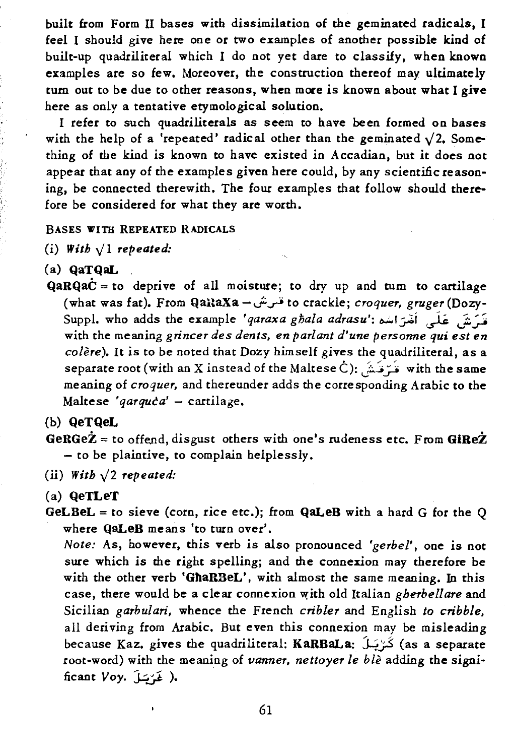built from Form II bases with dissimilation of the geminated radicals, I feel I should give here one or two examples of another possible kind of built-up quadriliteral which I do not yet dare to classify, when known examples are so few. Moreover, the construction thereof may ultimately turn out to be due to other reasons, when more is known about what I give here as only a tentative etymological solution.

I refer to such quadriliterals as seem to have been formed on bases with the help of a 'repeated' radical other than the geminated √2. Something of the kind is known to have existed in Accadian, but it does not appear that any of the examples given here could, by any scientific reasoning, be connected therewith. The four examples that follow should therefore be considered for what they are worth.

BASES WITH REPEATED RADICALS

(i) *With* √1 *repeated:*

(a) **QaTQaL**

**QaRQaĊ** = to deprive of all moisture; to dry up and turn to cartilage (what was fat). From **QaRaXa** – قرش to crackle; *croquer, gruger* (Dozy-Suppl. who adds the example *'qaraxa għala adrasu'*: قَرَشَ عَلَى اَضْرَاسه with the meaning *grincer des dents, en parlant d'une personne qui est en colère*). It is to be noted that Dozy himself gives the quadriliteral, as a separate root (with an X instead of the Maltese Ċ): قَرْقَشَ with the same meaning of *croquer,* and thereunder adds the corresponding Arabic to the Maltese *'qarquċa'* – cartilage.

(b) **QeTQeL**

**GeRGeŻ** = to offend, disgust others with one's rudeness etc. From **GIReŻ** – to be plaintive, to complain helplessly.

(ii) *With* √2 *repeated:*

(a) **QeTLeT**

**GeLBeL** = to sieve (corn, rice etc.); from **QaLeB** with a hard G for the Q where **QaLeB** means 'to turn over'.

*Note:* As, however, this verb is also pronounced *'gerbel'*, one is not sure which is the right spelling; and the connexion may therefore be with the other verb **'GħaRBeL'**, with almost the same meaning. In this case, there would be a clear connexion with old Italian *gherbellare* and Sicilian *garbulari,* whence the French *cribler* and English *to cribble,* all deriving from Arabic. But even this connexion may be misleading because Kaz. gives the quadriliteral: **KaRBaLa**: كَرْبَلَ (as a separate root-word) with the meaning of *vanner, nettoyer le blé* adding the significant *Voy.* غَرْبَلَ ).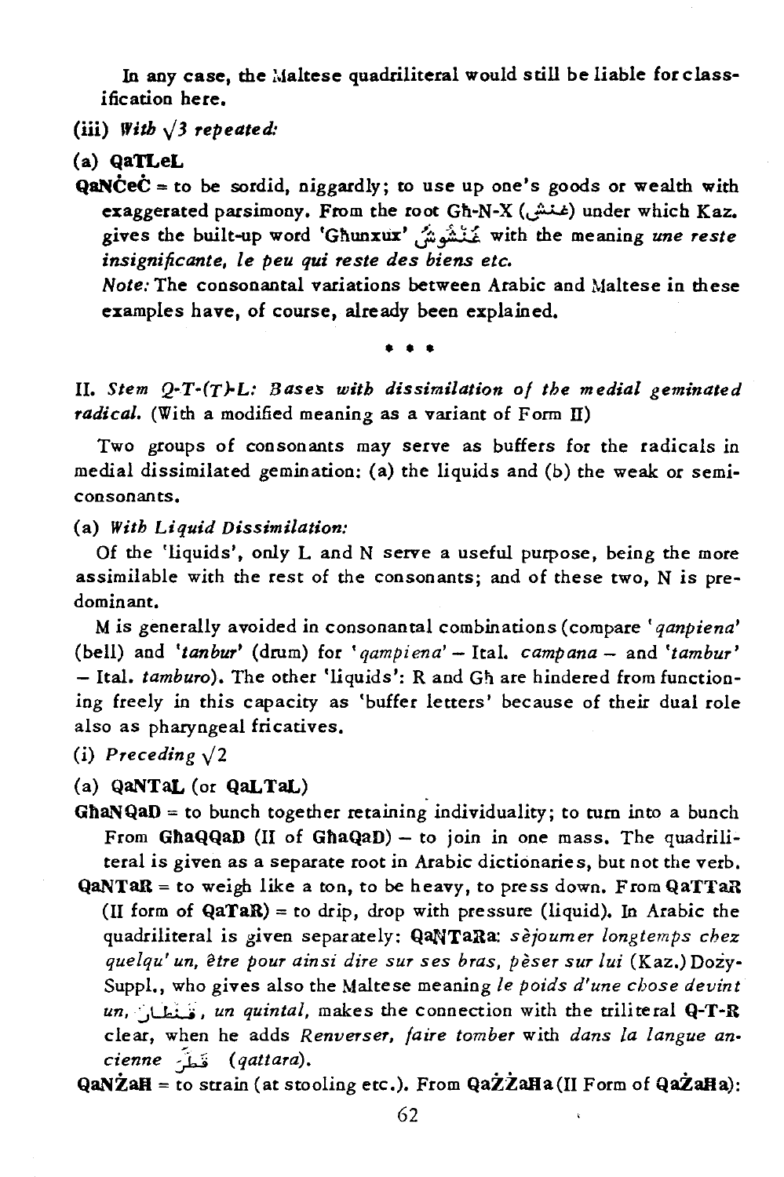In any case, the Maltese quadriliteral would still be liable for classification here.

(iii) *With* $\sqrt{3}$ *repeated:*

(a) **QaTLeL**

**QaNĊeĊ** = to be sordid, niggardly; to use up one's goods or wealth with exaggerated parsimony. From the root Għ-N-X (غنش) under which Kaz. gives the built-up word 'Għunxux' غُنْشُوش with the meaning *une reste insignificante, le peu qui reste des biens etc.*

*Note:* The consonantal variations between Arabic and Maltese in these examples have, of course, already been explained.

\* \* \*

II. *Stem Q-T-(T)-L: Bases with dissimilation of the medial geminated radical.* (With a modified meaning as a variant of Form II)

Two groups of consonants may serve as buffers for the radicals in medial dissimilated gemination: (a) the liquids and (b) the weak or semi-consonants.

(a) *With Liquid Dissimilation:*

Of the 'liquids', only L and N serve a useful purpose, being the more assimilable with the rest of the consonants; and of these two, N is predominant.

M is generally avoided in consonantal combinations (compare '*qanpiena*' (bell) and '*tanbur*' (drum) for '*qampiena*' – Ital. *campana* – and '*tambur*' – Ital. *tamburo*). The other 'liquids': R and Għ are hindered from functioning freely in this capacity as 'buffer letters' because of their dual role also as pharyngeal fricatives.

(i) *Preceding* $\sqrt{2}$

(a) **QaNTaL** (or **QaLTaL**)

**GħaNQaD** = to bunch together retaining individuality; to turn into a bunch From **GħaQQaD** (II of **GħaQaD**) – to join in one mass. The quadriliteral is given as a separate root in Arabic dictionaries, but not the verb.

**QaNTaR** = to weigh like a ton, to be heavy, to press down. From **QaTTaR** (II form of **QaTaR**) = to drip, drop with pressure (liquid). In Arabic the quadriliteral is given separately: **QaNTaRa**: *séjourner longtemps chez quelqu'un, être pour ainsi dire sur ses bras, peser sur lui* (Kaz.) Dozy-Suppl., who gives also the Maltese meaning *le poids d'une chose devint un,* قنطار*, un quintal,* makes the connection with the triliteral **Q-T-R** clear, when he adds *Renverser, faire tomber* with *dans la langue ancienne* قطّر *(qattara).*

**QaNŻaĦ** = to strain (at stooling etc.). From **QaŻŻaĦa** (II Form of **QaŻaĦa**):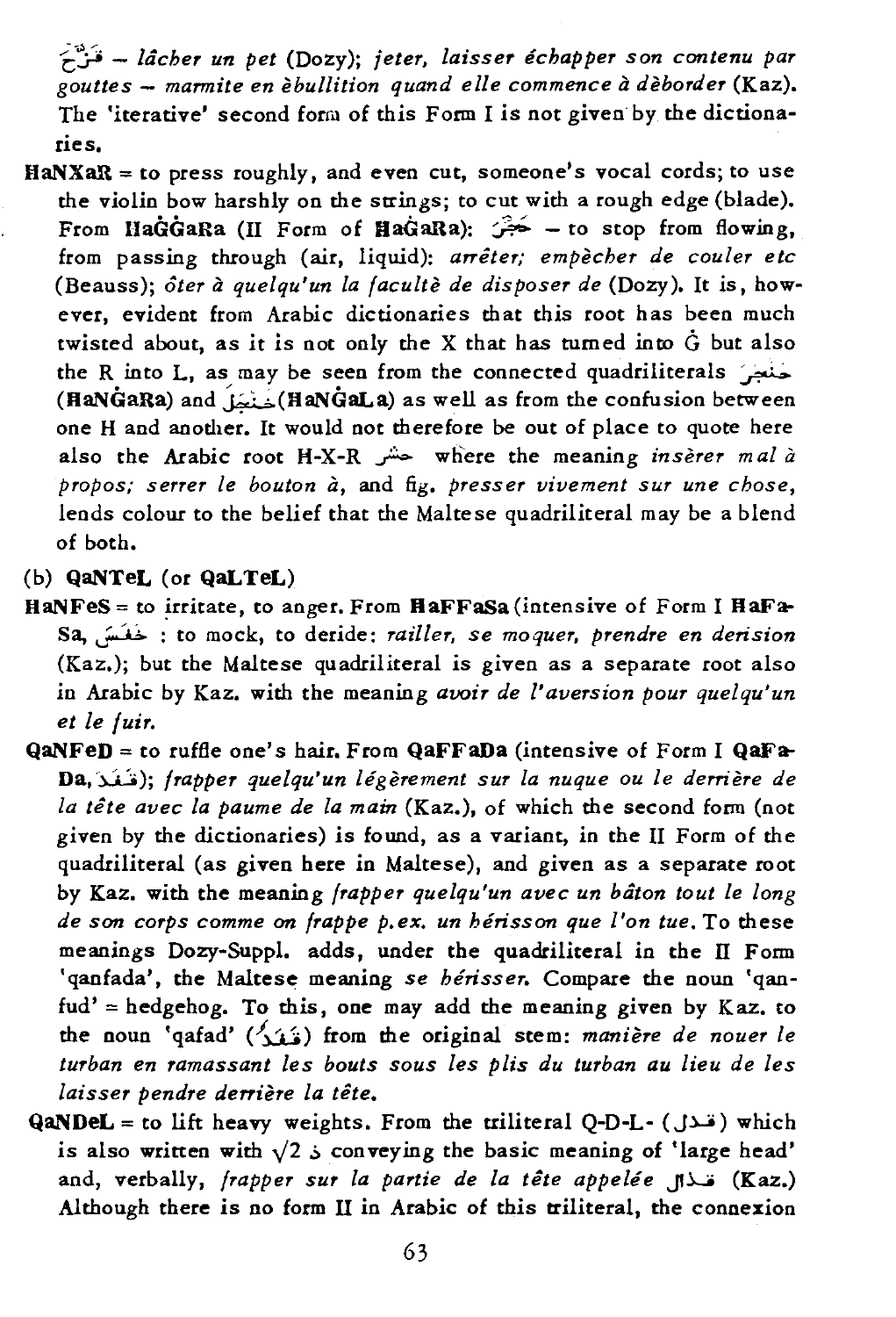فَرَّخ – *lâcher un pet* (Dozy); *jeter, laisser échapper son contenu par gouttes – marmite en èbullition quand elle commence à déborder* (Kaz). The 'iterative' second form of this Form I is not given by the dictionaries.

**HaNXaR** = to press roughly, and even cut, someone's vocal cords; to use the violin bow harshly on the strings; to cut with a rough edge (blade). From **HaĠĠaRa** (II Form of **HaĠaRa**): حَجَّر – to stop from flowing, from passing through (air, liquid): *arrêter; empècher de couler etc* (Beauss); *ôter à quelqu'un la faculté de disposer de* (Dozy). It is, however, evident from Arabic dictionaries that this root has been much twisted about, as it is not only the X that has turned into Ġ but also the R into L, as may be seen from the connected quadriliterals خَنجَر (**HaNĠaRa**) and خَنجَل (**HaNĠaLa**) as well as from the confusion between one H and another. It would not therefore be out of place to quote here also the Arabic root H-X-R حشر where the meaning *insèrer mal à propos; serrer le bouton à*, and fig. *presser vivement sur une chose*, lends colour to the belief that the Maltese quadriliteral may be a blend of both.

(b) **QaNTeL** (or **QaLTeL**)

**HaNFeS** = to irritate, to anger. From **HaFFaSa** (intensive of Form I **HaFaSa**, خَفَس : to mock, to deride: *railler, se moquer, prendre en derision* (Kaz.); but the Maltese quadriliteral is given as a separate root also in Arabic by Kaz. with the meaning *avoir de l'aversion pour quelqu'un et le fuir.*

**QaNFeD** = to ruffle one's hair. From **QaFFaDa** (intensive of Form I **QaFaDa**, قَفَد); *frapper quelqu'un légèrement sur la nuque ou le derrière de la tête avec la paume de la main* (Kaz.), of which the second form (not given by the dictionaries) is found, as a variant, in the II Form of the quadriliteral (as given here in Maltese), and given as a separate root by Kaz. with the meaning *frapper quelqu'un avec un bâton tout le long de son corps comme on frappe p.ex. un hérisson que l'on tue.* To these meanings Dozy-Suppl. adds, under the quadriliteral in the II Form 'qanfada', the Maltese meaning *se hérisser.* Compare the noun 'qanfud' = hedgehog. To this, one may add the meaning given by Kaz. to the noun 'qafad' (قَفَد) from the original stem: *manière de nouer le turban en ramassant les bouts sous les plis du turban au lieu de les laisser pendre derrière la tête.*

**QaNDeL** = to lift heavy weights. From the triliteral Q-D-L- (قدل) which is also written with $\sqrt{2}$ ذ conveying the basic meaning of 'large head' and, verbally, *frapper sur la partie de la tête appelée* قذال (Kaz.) Although there is no form II in Arabic of this triliteral, the connexion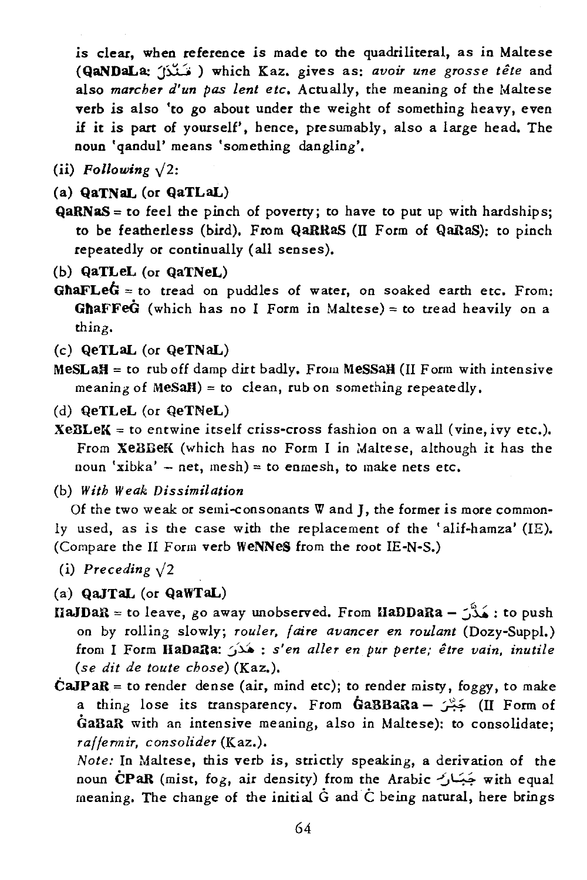is clear, when reference is made to the quadriliteral, as in Maltese (**QaNDaLa**: قَنْدَل ) which Kaz. gives as: *avoir une grosse tête* and also *marcher d'un pas lent etc.* Actually, the meaning of the Maltese verb is also 'to go about under the weight of something heavy, even if it is part of yourself', hence, presumably, also a large head. The noun 'qandul' means 'something dangling'.

(ii) *Following* √2:

(a) **QaTNaL** (or **QaTLaL**)

**QaRNaS** = to feel the pinch of poverty; to have to put up with hardships; to be featherless (bird). From **QaRRaS** (II Form of **QaRaS**): to pinch repeatedly or continually (all senses).

(b) **QaTLeL** (or **QaTNeL**)

**GħaFLeĠ** = to tread on puddles of water, on soaked earth etc. From: **GħaFFeĠ** (which has no I Form in Maltese) = to tread heavily on a thing.

(c) **QeTLaL** (or **QeTNaL**)

**MeSLaĦ** = to rub off damp dirt badly. From **MeSSaĦ** (II Form with intensive meaning of **MeSaĦ**) = to clean, rub on something repeatedly.

(d) **QeTLeL** (or **QeTNeL**)

**XeBLeK** = to entwine itself criss-cross fashion on a wall (vine, ivy etc.). From **XeBBeK** (which has no Form I in Maltese, although it has the noun 'xibka' – net, mesh) = to enmesh, to make nets etc.

(b) *With Weak Dissimilation*

Of the two weak or semi-consonants W and J, the former is more commonly used, as is the case with the replacement of the 'alif-hamza' (IE). (Compare the II Form verb **WeNNeS** from the root IE-N-S.)

(i) *Preceding* √2

(a) **QaJTaL** (or **QaWTaL**)

**ĦaJDaR** = to leave, go away unobserved. From **ĦaDDaRa** – هَدَّرَ : to push on by rolling slowly; *rouler, faire avancer en roulant* (Dozy-Suppl.) from I Form **HaDaRa**: هَدَرَ : *s'en aller en pur perte; être vain, inutile (se dit de toute chose)* (Kaz.).

**ĊaJPaR** = to render dense (air, mind etc); to render misty, foggy, to make a thing lose its transparency. From **ĠaBBaRa** – جَبَّرَ (II Form of **ĠaBaR** with an intensive meaning, also in Maltese): to consolidate; *raffermir, consolider* (Kaz.).

*Note:* In Maltese, this verb is, strictly speaking, a derivation of the noun **ĊPaR** (mist, fog, air density) from the Arabic جَبَار with equal meaning. The change of the initial Ġ and Ċ being natural, here brings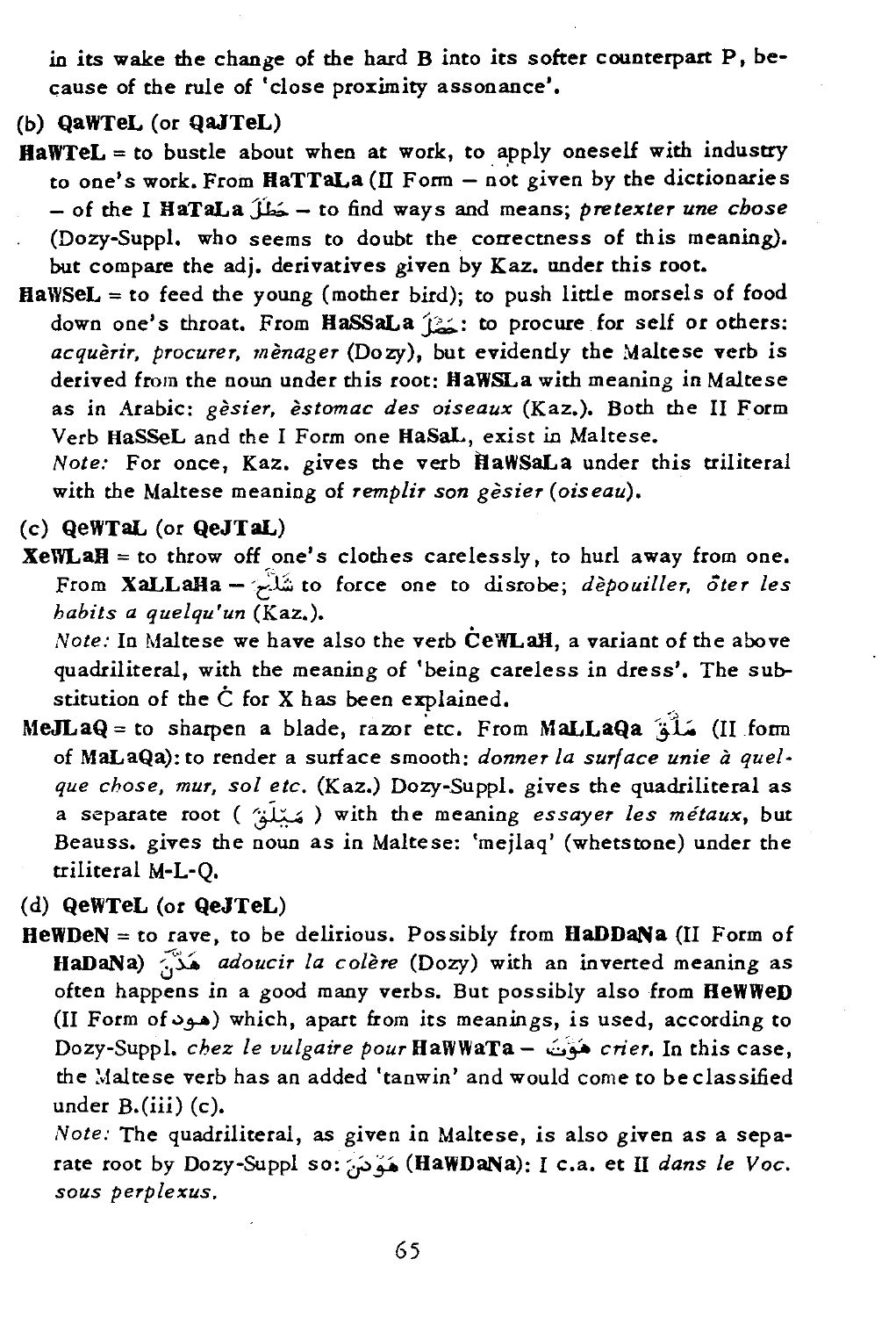in its wake the change of the hard B into its softer counterpart P, because of the rule of 'close proximity assonance'.

(b) **QaWTeL** (or **QaJTeL**)

**HaWTeL** = to bustle about when at work, to apply oneself with industry to one's work. From **HaTTaLa** (II Form – not given by the dictionaries – of the I **HaTaLa** خَتَلَ – to find ways and means; *pretexter une chose* (Dozy-Suppl. who seems to doubt the correctness of this meaning). but compare the adj. derivatives given by Kaz. under this root.

**HaWSeL** = to feed the young (mother bird); to push little morsels of food down one's throat. From **HaSSaLa** حَصَّلَ: to procure for self or others: *acquèrir, procurer, mènager* (Dozy), but evidently the Maltese verb is derived from the noun under this root: **HaWSLa** with meaning in Maltese as in Arabic: *gèsier, èstomac des oiseaux* (Kaz.). Both the II Form Verb **HaSSeL** and the I Form one **HaSaL**, exist in Maltese.

*Note:* For once, Kaz. gives the verb **HaWSaLa** under this triliteral with the Maltese meaning of *remplir son gèsier (oiseau)*.

(c) **QeWTaL** (or **QeJTaL**)

**XeWLaH** = to throw off one's clothes carelessly, to hurl away from one. From **XaLLaHa** – شَلَّحَ to force one to disrobe; *dèpouiller, ôter les habits a quelqu'un* (Kaz.).

*Note:* In Maltese we have also the verb **ĊeWLaH**, a variant of the above quadriliteral, with the meaning of 'being careless in dress'. The substitution of the Ċ for X has been explained.

**MeJLaQ** = to sharpen a blade, razor etc. From **MaLLaQa** مَلَّقَ (II form of **MaLaQa**): to render a surface smooth: *donner la surface unie à quelque chose, mur, sol etc.* (Kaz.) Dozy-Suppl. gives the quadriliteral as a separate root ( مَيْلَقَ ) with the meaning *essayer les métaux*, but Beauss. gives the noun as in Maltese: 'mejlaq' (whetstone) under the triliteral M-L-Q.

(d) **QeWTeL** (or **QeJTeL**)

**HeWDeN** = to rave, to be delirious. Possibly from **HaDDaNa** (II Form of **HaDaNa**) هَدَّنَ *adoucir la colère* (Dozy) with an inverted meaning as often happens in a good many verbs. But possibly also from **HeWWeD** (II Form of هود) which, apart from its meanings, is used, according to Dozy-Suppl. *chez le vulgaire pour* **HaWWaTa** – هَوَّتَ *crier*. In this case, the Maltese verb has an added 'tanwin' and would come to be classified under B.(iii) (c).

*Note:* The quadriliteral, as given in Maltese, is also given as a separate root by Dozy-Suppl so: هَوْدَنَ (**HaWDaNa**): I c.a. et II *dans le Voc. sous perplexus.*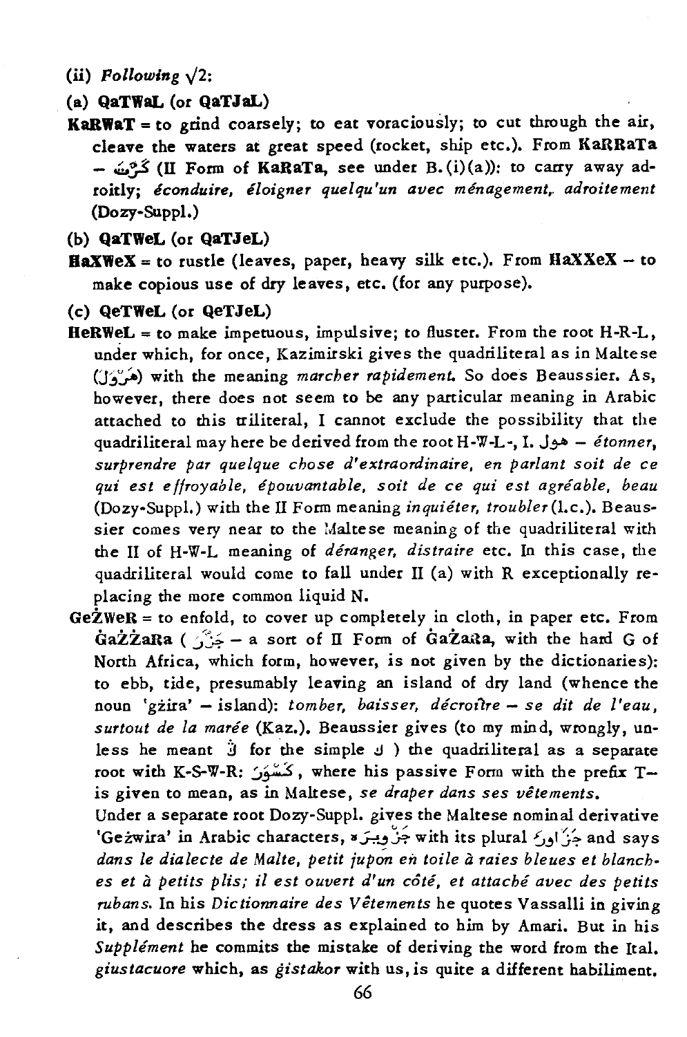(ii) *Following* √2:

(a) **QaTWaL** (or **QaTJaL**)

**KaRWaT** = to grind coarsely; to eat voraciously; to cut through the air, cleave the waters at great speed (rocket, ship etc.). From **KaRRaTa** – كَرَّت (II Form of **KaRaTa**, see under B.(i)(a)): to carry away adroitly; *éconduire, éloigner quelqu'un avec ménagement, adroitement* (Dozy-Suppl.)

(b) **QaTWeL** (or **QaTJeL**)

**HaXWeX** = to rustle (leaves, paper, heavy silk etc.). From **HaXXeX** – to make copious use of dry leaves, etc. (for any purpose).

(c) **QeTWeL** (or **QeTJeL**)

**HeRWeL** = to make impetuous, impulsive; to fluster. From the root H-R-L, under which, for once, Kazimirski gives the quadriliteral as in Maltese (هَرْوَل) with the meaning *marcher rapidement.* So does Beaussier. As, however, there does not seem to be any particular meaning in Arabic attached to this triliteral, I cannot exclude the possibility that the quadriliteral may here be derived from the root H-W-L-, I. هول – *étonner, surprendre par quelque chose d'extraordinaire, en parlant soit de ce qui est effroyable, épouvantable, soit de ce qui est agréable, beau* (Dozy-Suppl.) with the II Form meaning *inquiéter, troubler* (l.c.). Beaussier comes very near to the Maltese meaning of the quadriliteral with the II of H-W-L meaning of *déranger, distraire* etc. In this case, the quadriliteral would come to fall under II (a) with R exceptionally replacing the more common liquid N.

**GeŻWeR** = to enfold, to cover up completely in cloth, in paper etc. From **ĠaŻŻaRa** ( جَزَّر – a sort of II Form of **ĠaŻaRa**, with the hard G of North Africa, which form, however, is not given by the dictionaries): to ebb, tide, presumably leaving an island of dry land (whence the noun 'gżira' – island): *tomber, baisser, décroître – se dit de l'eau, surtout de la marée* (Kaz.). Beaussier gives (to my mind, wrongly, unless he meant ڨ for the simple ق ) the quadriliteral as a separate root with K-S-W-R: كَسْوَر , where his passive Form with the prefix T– is given to mean, as in Maltese, *se draper dans ses vêtements.*

Under a separate root Dozy-Suppl. gives the Maltese nominal derivative 'Gezwira' in Arabic characters, جَزْويرَة with its plural جَزاوِر and says *dans le dialecte de Malte, petit jupon en toile à raies bleues et blanches et à petits plis; il est ouvert d'un côté, et attaché avec des petits rubans.* In his *Dictionnaire des Vêtements* he quotes Vassalli in giving it, and describes the dress as explained to him by Amari. But in his *Supplément* he commits the mistake of deriving the word from the Ital. *giustacuore* which, as *ġistakor* with us, is quite a different habiliment.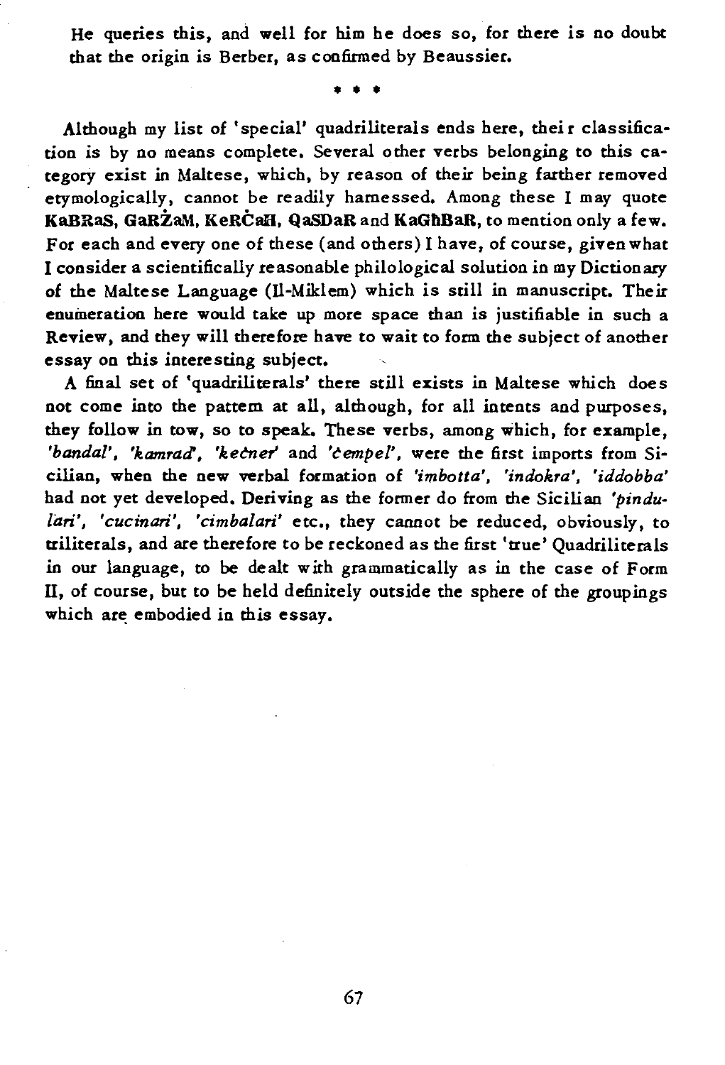He queries this, and well for him he does so, for there is no doubt that the origin is Berber, as confirmed by Beaussier.

\* \* \*

Although my list of 'special' quadriliterals ends here, their classification is by no means complete. Several other verbs belonging to this category exist in Maltese, which, by reason of their being farther removed etymologically, cannot be readily harnessed. Among these I may quote **KaBRaS**, **GaRŻaM**, **KeRĊaĦ**, **QaSDaR** and **KaGħBaR**, to mention only a few. For each and every one of these (and others) I have, of course, given what I consider a scientifically reasonable philological solution in my Dictionary of the Maltese Language (Il-Miklem) which is still in manuscript. Their enumeration here would take up more space than is justifiable in such a Review, and they will therefore have to wait to form the subject of another essay on this interesting subject.

A final set of 'quadriliterals' there still exists in Maltese which does not come into the pattern at all, although, for all intents and purposes, they follow in tow, so to speak. These verbs, among which, for example, *'bandal'*, *'kamrad'*, *'keċner'* and *'ċempel'*, were the first imports from Sicilian, when the new verbal formation of *'imbotta'*, *'indokra'*, *'iddobba'* had not yet developed. Deriving as the former do from the Sicilian *'pindulàri'*, *'cucinari'*, *'cimbalari'* etc., they cannot be reduced, obviously, to triliterals, and are therefore to be reckoned as the first 'true' Quadriliterals in our language, to be dealt with grammatically as in the case of Form II, of course, but to be held definitely outside the sphere of the groupings which are embodied in this essay.